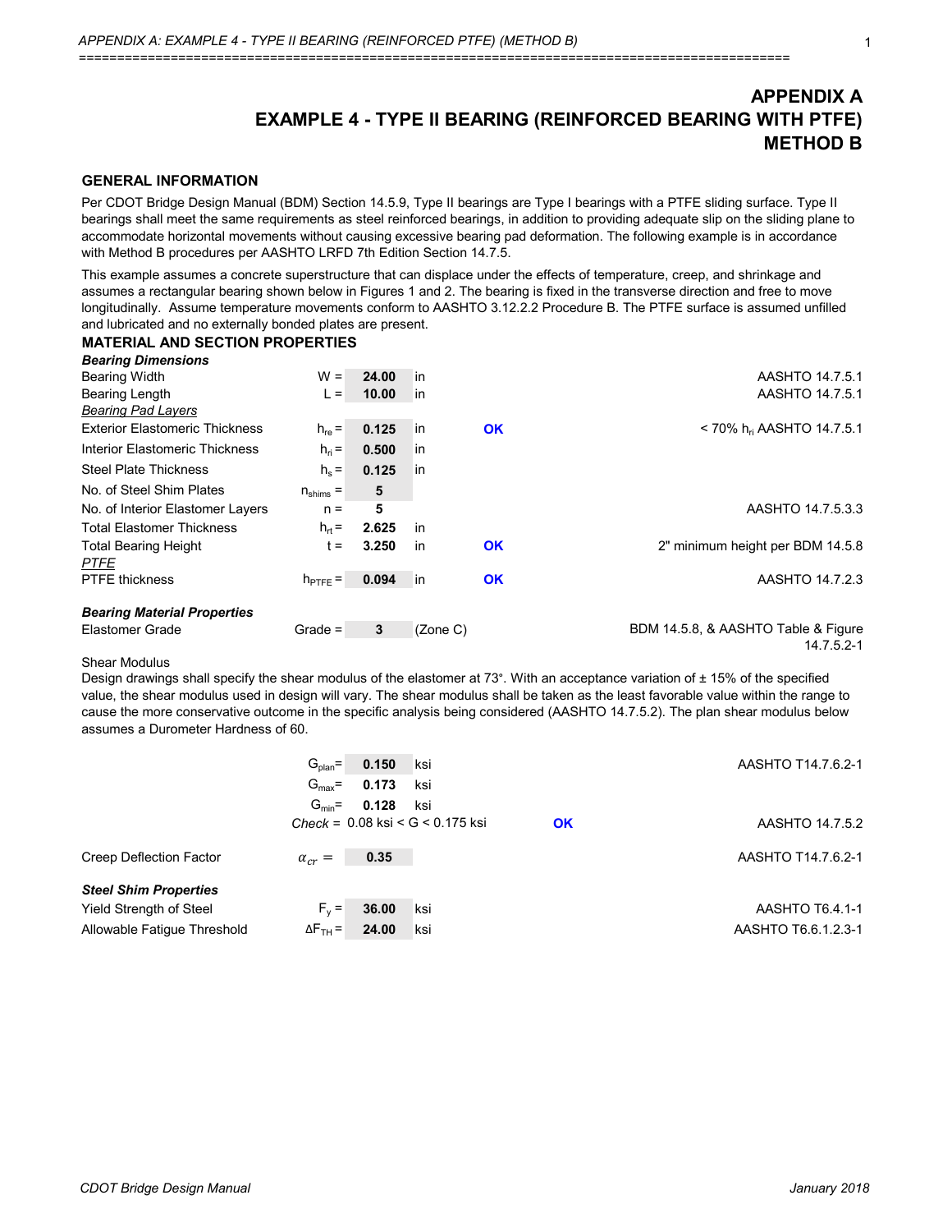# APPENDIX A
# EXAMPLE 4 - TYPE II BEARING (REINFORCED BEARING WITH PTFE)
# METHOD B

## GENERAL INFORMATION

Per CDOT Bridge Design Manual (BDM) Section 14.5.9, Type II bearings are Type I bearings with a PTFE sliding surface. Type II bearings shall meet the same requirements as steel reinforced bearings, in addition to providing adequate slip on the sliding plane to accommodate horizontal movements without causing excessive bearing pad deformation. The following example is in accordance with Method B procedures per AASHTO LRFD 7th Edition Section 14.7.5.

This example assumes a concrete superstructure that can displace under the effects of temperature, creep, and shrinkage and assumes a rectangular bearing shown below in Figures 1 and 2. The bearing is fixed in the transverse direction and free to move longitudinally. Assume temperature movements conform to AASHTO 3.12.2.2 Procedure B. The PTFE surface is assumed unfilled and lubricated and no externally bonded plates are present.

## MATERIAL AND SECTION PROPERTIES

***Bearing Dimensions***

| | | | | | |
|---|---|---|---|---|---|
| Bearing Width | $W =$ | 24.00 | in | | AASHTO 14.7.5.1 |
| Bearing Length | $L =$ | 10.00 | in | | AASHTO 14.7.5.1 |
| *Bearing Pad Layers* | | | | | |
| Exterior Elastomeric Thickness | $h_{re} =$ | 0.125 | in | **OK** | < 70% $h_{ri}$ AASHTO 14.7.5.1 |
| Interior Elastomeric Thickness | $h_{ri} =$ | 0.500 | in | | |
| Steel Plate Thickness | $h_s =$ | 0.125 | in | | |
| No. of Steel Shim Plates | $n_{shims} =$ | 5 | | | |
| No. of Interior Elastomer Layers | $n =$ | 5 | | | AASHTO 14.7.5.3.3 |
| Total Elastomer Thickness | $h_{rt} =$ | 2.625 | in | | |
| Total Bearing Height | $t =$ | 3.250 | in | **OK** | 2" minimum height per BDM 14.5.8 |
| *PTFE* | | | | | |
| PTFE thickness | $h_{PTFE} =$ | 0.094 | in | **OK** | AASHTO 14.7.2.3 |

***Bearing Material Properties***

| | | | | |
|---|---|---|---|---|
| Elastomer Grade | Grade = | 3 | (Zone C) | BDM 14.5.8, & AASHTO Table & Figure 14.7.5.2-1 |

Shear Modulus

Design drawings shall specify the shear modulus of the elastomer at 73°. With an acceptance variation of ± 15% of the specified value, the shear modulus used in design will vary. The shear modulus shall be taken as the least favorable value within the range to cause the more conservative outcome in the specific analysis being considered (AASHTO 14.7.5.2). The plan shear modulus below assumes a Durometer Hardness of 60.

| | | | | | |
|---|---|---|---|---|---|
| | $G_{plan} =$ | 0.150 | ksi | | AASHTO T14.7.6.2-1 |
| | $G_{max} =$ | 0.173 | ksi | | |
| | $G_{min} =$ | 0.128 | ksi | | |
| | *Check* = | 0.08 ksi < G < 0.175 ksi | | **OK** | AASHTO 14.7.5.2 |
| Creep Deflection Factor | $\alpha_{cr} =$ | 0.35 | | | AASHTO T14.7.6.2-1 |

***Steel Shim Properties***

| | | | | |
|---|---|---|---|---|
| Yield Strength of Steel | $F_y =$ | 36.00 | ksi | AASHTO T6.4.1-1 |
| Allowable Fatigue Threshold | $\Delta F_{TH} =$ | 24.00 | ksi | AASHTO T6.6.1.2.3-1 |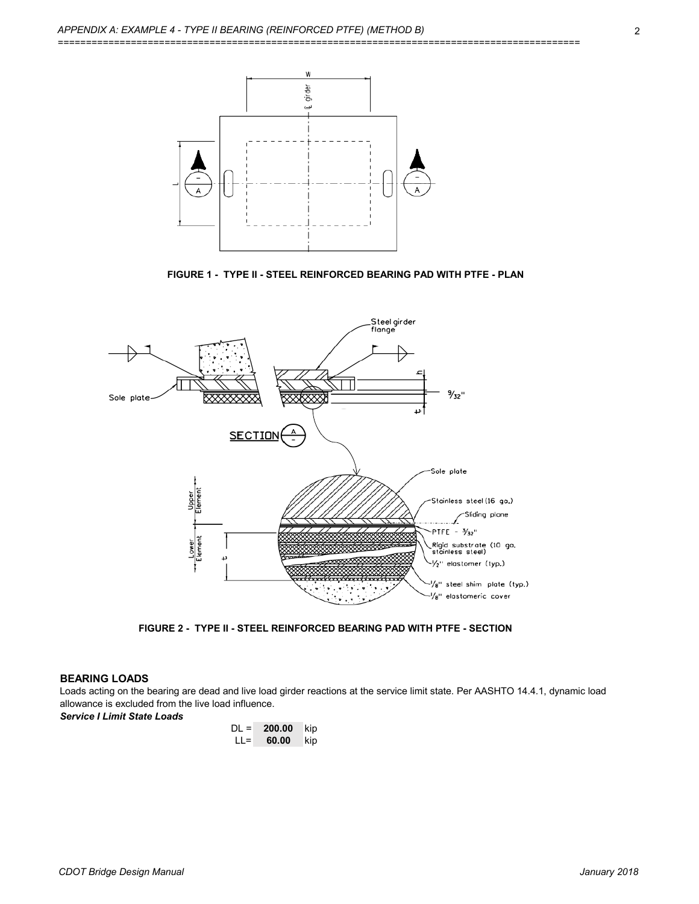FIGURE 1 - TYPE II - STEEL REINFORCED BEARING PAD WITH PTFE - PLAN

FIGURE 2 - TYPE II - STEEL REINFORCED BEARING PAD WITH PTFE - SECTION

### BEARING LOADS

Loads acting on the bearing are dead and live load girder reactions at the service limit state. Per AASHTO 14.4.1, dynamic load allowance is excluded from the live load influence.

***Service I Limit State Loads***

DL = **200.00** kip
LL= **60.00** kip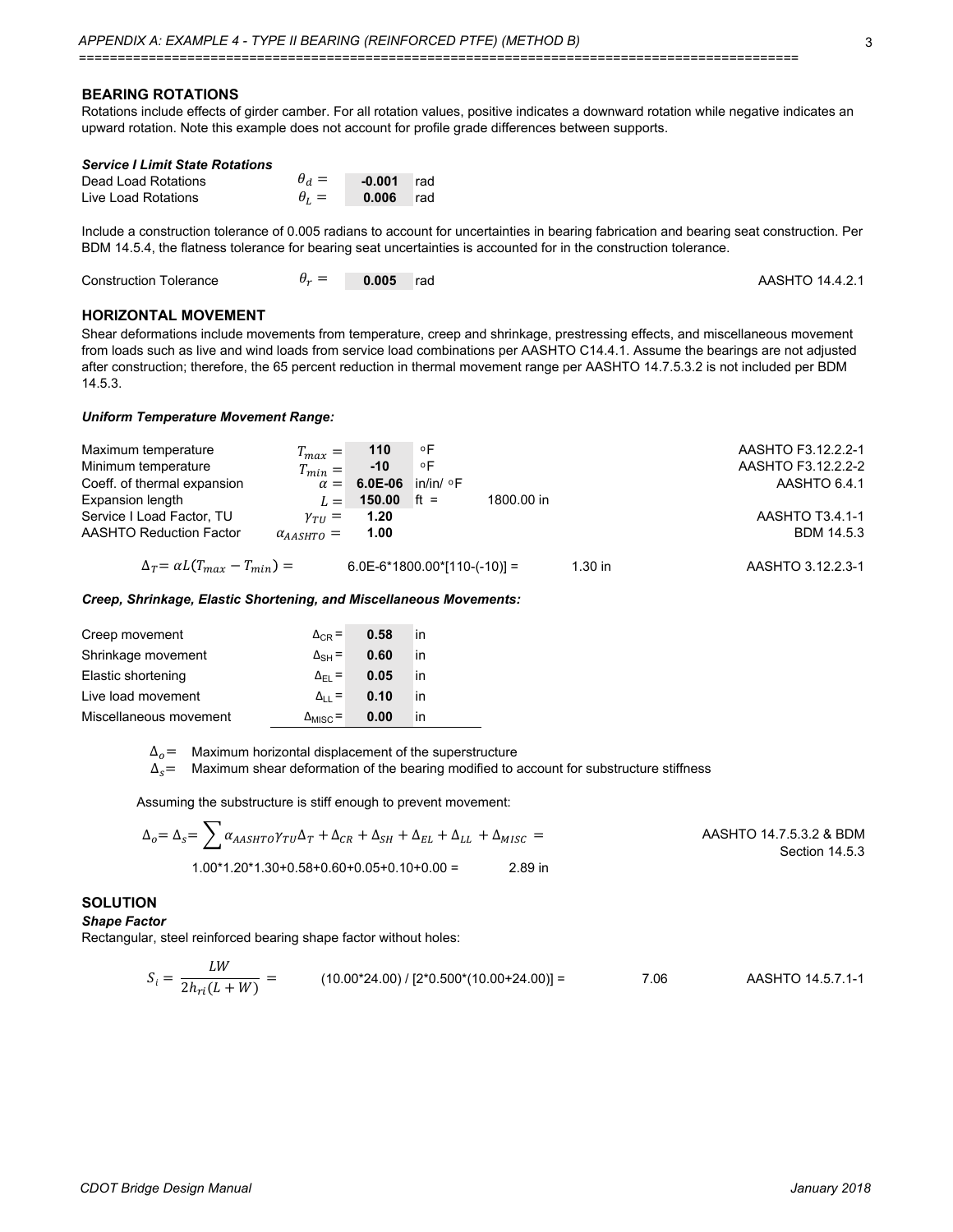## BEARING ROTATIONS

Rotations include effects of girder camber. For all rotation values, positive indicates a downward rotation while negative indicates an upward rotation. Note this example does not account for profile grade differences between supports.

***Service I Limit State Rotations***

| | | | |
|---|---|---|---|
| Dead Load Rotations | $\theta_d =$ | **-0.001** | rad |
| Live Load Rotations | $\theta_L =$ | **0.006** | rad |

Include a construction tolerance of 0.005 radians to account for uncertainties in bearing fabrication and bearing seat construction. Per BDM 14.5.4, the flatness tolerance for bearing seat uncertainties is accounted for in the construction tolerance.

| | | | | |
|---|---|---|---|---|
| Construction Tolerance | $\theta_r =$ | **0.005** | rad | AASHTO 14.4.2.1 |

## HORIZONTAL MOVEMENT

Shear deformations include movements from temperature, creep and shrinkage, prestressing effects, and miscellaneous movement from loads such as live and wind loads from service load combinations per AASHTO C14.4.1. Assume the bearings are not adjusted after construction; therefore, the 65 percent reduction in thermal movement range per AASHTO 14.7.5.3.2 is not included per BDM 14.5.3.

***Uniform Temperature Movement Range:***

| | | | | | |
|---|---|---|---|---|---|
| Maximum temperature | $T_{max} =$ | **110** | °F | | AASHTO F3.12.2.2-1 |
| Minimum temperature | $T_{min} =$ | **-10** | °F | | AASHTO F3.12.2.2-2 |
| Coeff. of thermal expansion | $\alpha =$ | **6.0E-06** | in/in/ °F | | AASHTO 6.4.1 |
| Expansion length | $L =$ | **150.00** | ft = | 1800.00 in | |
| Service I Load Factor, TU | $\gamma_{TU} =$ | **1.20** | | | AASHTO T3.4.1-1 |
| AASHTO Reduction Factor | $\alpha_{AASHTO} =$ | **1.00** | | | BDM 14.5.3 |

$\Delta_T = \alpha L(T_{max} - T_{min}) =$ 6.0E-6*1800.00*[110-(-10)] = 1.30 in — AASHTO 3.12.2.3-1

***Creep, Shrinkage, Elastic Shortening, and Miscellaneous Movements:***

| | | | |
|---|---|---|---|
| Creep movement | $\Delta_{CR} =$ | **0.58** | in |
| Shrinkage movement | $\Delta_{SH} =$ | **0.60** | in |
| Elastic shortening | $\Delta_{EL} =$ | **0.05** | in |
| Live load movement | $\Delta_{LL} =$ | **0.10** | in |
| Miscellaneous movement | $\Delta_{MISC} =$ | **0.00** | in |

$\Delta_o =$ Maximum horizontal displacement of the superstructure
$\Delta_s =$ Maximum shear deformation of the bearing modified to account for substructure stiffness

Assuming the substructure is stiff enough to prevent movement:

$$\Delta_o = \Delta_s = \sum \alpha_{AASHTO}\gamma_{TU}\Delta_T + \Delta_{CR} + \Delta_{SH} + \Delta_{EL} + \Delta_{LL} + \Delta_{MISC} =$$

1.00*1.20*1.30+0.58+0.60+0.05+0.10+0.00 = 2.89 in — AASHTO 14.7.5.3.2 & BDM Section 14.5.3

## SOLUTION

***Shape Factor***

Rectangular, steel reinforced bearing shape factor without holes:

$$S_i = \frac{LW}{2h_{ri}(L+W)} =$$

(10.00*24.00) / [2*0.500*(10.00+24.00)] = 7.06 — AASHTO 14.5.7.1-1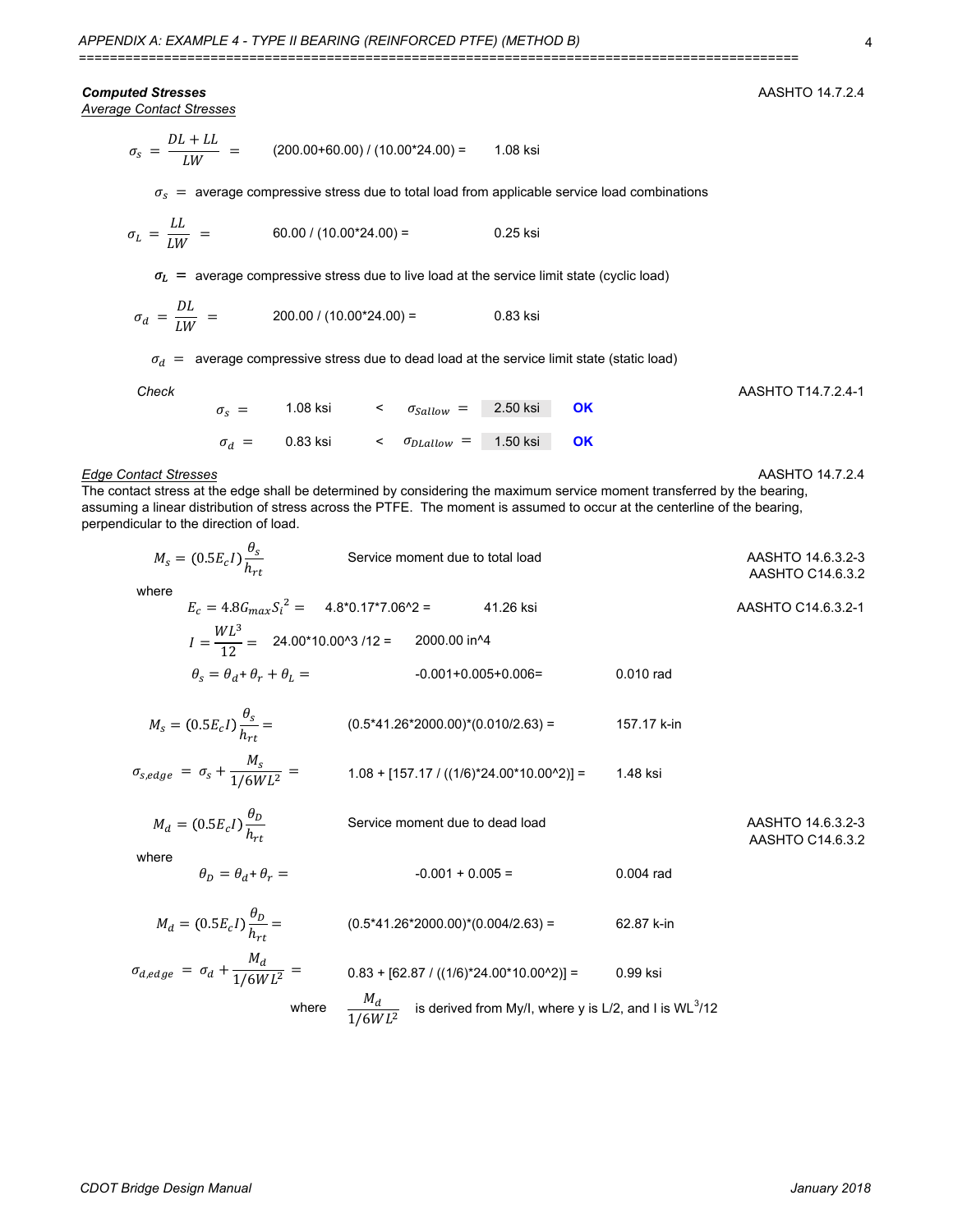**Computed Stresses** AASHTO 14.7.2.4

*Average Contact Stresses*

$$\sigma_s = \frac{DL + LL}{LW} = \quad (200.00+60.00) / (10.00*24.00) = \quad 1.08 \text{ ksi}$$

$\sigma_s$ = average compressive stress due to total load from applicable service load combinations

$$\sigma_L = \frac{LL}{LW} = \quad 60.00 / (10.00*24.00) = \quad 0.25 \text{ ksi}$$

$\sigma_L$ = average compressive stress due to live load at the service limit state (cyclic load)

$$\sigma_d = \frac{DL}{LW} = \quad 200.00 / (10.00*24.00) = \quad 0.83 \text{ ksi}$$

$\sigma_d$ = average compressive stress due to dead load at the service limit state (static load)

*Check* AASHTO T14.7.2.4-1

$\sigma_s$ = 1.08 ksi < $\sigma_{Sallow}$ = 2.50 ksi **OK**

$\sigma_d$ = 0.83 ksi < $\sigma_{DLallow}$ = 1.50 ksi **OK**

*Edge Contact Stresses* AASHTO 14.7.2.4

The contact stress at the edge shall be determined by considering the maximum service moment transferred by the bearing, assuming a linear distribution of stress across the PTFE. The moment is assumed to occur at the centerline of the bearing, perpendicular to the direction of load.

$$M_s = (0.5E_c I)\frac{\theta_s}{h_{rt}}$$

Service moment due to total load — AASHTO 14.6.3.2-3, AASHTO C14.6.3.2

where

$$E_c = 4.8G_{max}S_i^2 = \quad 4.8*0.17*7.06\text{^}2 = \quad 41.26 \text{ ksi}$$

AASHTO C14.6.3.2-1

$$I = \frac{WL^3}{12} = \quad 24.00*10.00\text{^}3 /12 = \quad 2000.00 \text{ in}^4$$

$$\theta_s = \theta_d + \theta_r + \theta_L = \quad -0.001+0.005+0.006= \quad 0.010 \text{ rad}$$

$$M_s = (0.5E_c I)\frac{\theta_s}{h_{rt}} = \quad (0.5*41.26*2000.00)*(0.010/2.63) = \quad 157.17 \text{ k-in}$$

$$\sigma_{s,edge} = \sigma_s + \frac{M_s}{1/6WL^2} = \quad 1.08 + [157.17 / ((1/6)*24.00*10.00\text{^}2)] = \quad 1.48 \text{ ksi}$$

$$M_d = (0.5E_c I)\frac{\theta_D}{h_{rt}}$$

Service moment due to dead load — AASHTO 14.6.3.2-3, AASHTO C14.6.3.2

where

$$\theta_D = \theta_d + \theta_r = \quad -0.001 + 0.005 = \quad 0.004 \text{ rad}$$

$$M_d = (0.5E_c I)\frac{\theta_D}{h_{rt}} = \quad (0.5*41.26*2000.00)*(0.004/2.63) = \quad 62.87 \text{ k-in}$$

$$\sigma_{d,edge} = \sigma_d + \frac{M_d}{1/6WL^2} = \quad 0.83 + [62.87 / ((1/6)*24.00*10.00\text{^}2)] = \quad 0.99 \text{ ksi}$$

where $\frac{M_d}{1/6WL^2}$ is derived from My/I, where y is L/2, and I is $WL^3/12$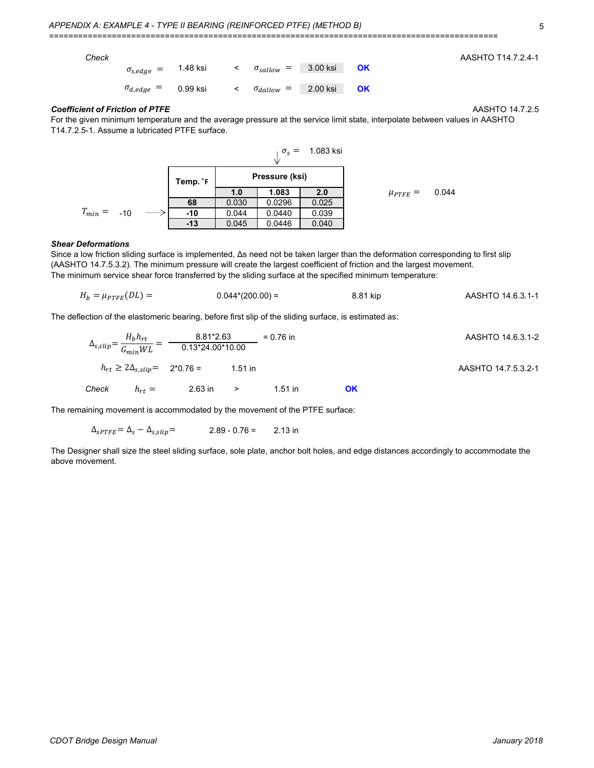*Check* AASHTO T14.7.2.4-1

$\sigma_{s,edge}$ = 1.48 ksi < $\sigma_{sallow}$ = 3.00 ksi **OK**

$\sigma_{d,edge}$ = 0.99 ksi < $\sigma_{dallow}$ = 2.00 ksi **OK**

***Coefficient of Friction of PTFE*** AASHTO 14.7.2.5

For the given minimum temperature and the average pressure at the service limit state, interpolate between values in AASHTO T14.7.2.5-1. Assume a lubricated PTFE surface.

$\sigma_s$ = 1.083 ksi

$T_{min}$ = -10

| Temp. °F | Pressure (ksi) | | |
|---|---|---|---|
| | 1.0 | 1.083 | 2.0 |
| 68 | 0.030 | 0.0296 | 0.025 |
| -10 | 0.044 | 0.0440 | 0.039 |
| -13 | 0.045 | 0.0446 | 0.040 |

$\mu_{PTFE}$ = 0.044

***Shear Deformations***

Since a low friction sliding surface is implemented, Δs need not be taken larger than the deformation corresponding to first slip (AASHTO 14.7.5.3.2). The minimum pressure will create the largest coefficient of friction and the largest movement.
The minimum service shear force transferred by the sliding surface at the specified minimum temperature:

$H_b = \mu_{PTFE}(DL) =$ 0.044*(200.00) = 8.81 kip AASHTO 14.6.3.1-1

The deflection of the elastomeric bearing, before first slip of the sliding surface, is estimated as:

$\Delta_{s,slip} = \dfrac{H_b h_{rt}}{G_{min} W L} =$ $\dfrac{8.81 \cdot 2.63}{0.13 \cdot 24.00 \cdot 10.00}$ = 0.76 in AASHTO 14.6.3.1-2

$h_{rt} \geq 2\Delta_{s,slip} =$ 2*0.76 = 1.51 in AASHTO 14.7.5.3.2-1

*Check* $h_{rt}$ = 2.63 in > 1.51 in **OK**

The remaining movement is accommodated by the movement of the PTFE surface:

$\Delta_{sPTFE} = \Delta_s - \Delta_{s,slip} =$ 2.89 - 0.76 = 2.13 in

The Designer shall size the steel sliding surface, sole plate, anchor bolt holes, and edge distances accordingly to accommodate the above movement.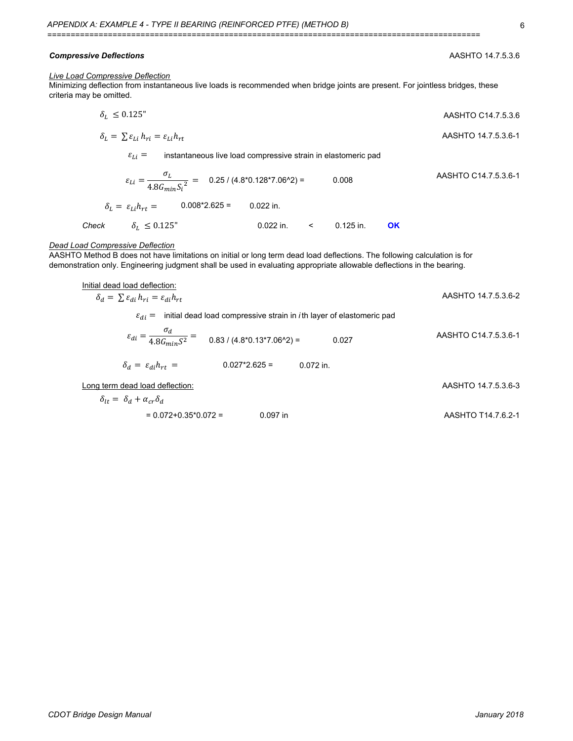**_Compressive Deflections_** AASHTO 14.7.5.3.6

_Live Load Compressive Deflection_

Minimizing deflection from instantaneous live loads is recommended when bridge joints are present. For jointless bridges, these criteria may be omitted.

$\delta_L \leq 0.125"$ AASHTO C14.7.5.3.6

$\delta_L = \sum \varepsilon_{Li} h_{ri} = \varepsilon_{Li} h_{rt}$ AASHTO 14.7.5.3.6-1

$\varepsilon_{Li} =$ instantaneous live load compressive strain in elastomeric pad

$\varepsilon_{Li} = \dfrac{\sigma_L}{4.8 G_{min} S_i^2} =$ 0.25 / (4.8*0.128*7.06^2) = 0.008 AASHTO C14.7.5.3.6-1

$\delta_L = \varepsilon_{Li} h_{rt} =$ 0.008*2.625 = 0.022 in.

_Check_ $\delta_L \leq 0.125"$ 0.022 in. < 0.125 in. **OK**

_Dead Load Compressive Deflection_

AASHTO Method B does not have limitations on initial or long term dead load deflections. The following calculation is for demonstration only. Engineering judgment shall be used in evaluating appropriate allowable deflections in the bearing.

Initial dead load deflection:

$\delta_d = \sum \varepsilon_{di} h_{ri} = \varepsilon_{di} h_{rt}$ AASHTO 14.7.5.3.6-2

$\varepsilon_{di} =$ initial dead load compressive strain in _i_ th layer of elastomeric pad

$\varepsilon_{di} = \dfrac{\sigma_d}{4.8 G_{min} S^2} =$ 0.83 / (4.8*0.13*7.06^2) = 0.027 AASHTO C14.7.5.3.6-1

$\delta_d = \varepsilon_{di} h_{rt} =$ 0.027*2.625 = 0.072 in.

Long term dead load deflection: AASHTO 14.7.5.3.6-3

$\delta_{lt} = \delta_d + \alpha_{cr} \delta_d$

= 0.072+0.35*0.072 = 0.097 in AASHTO T14.7.6.2-1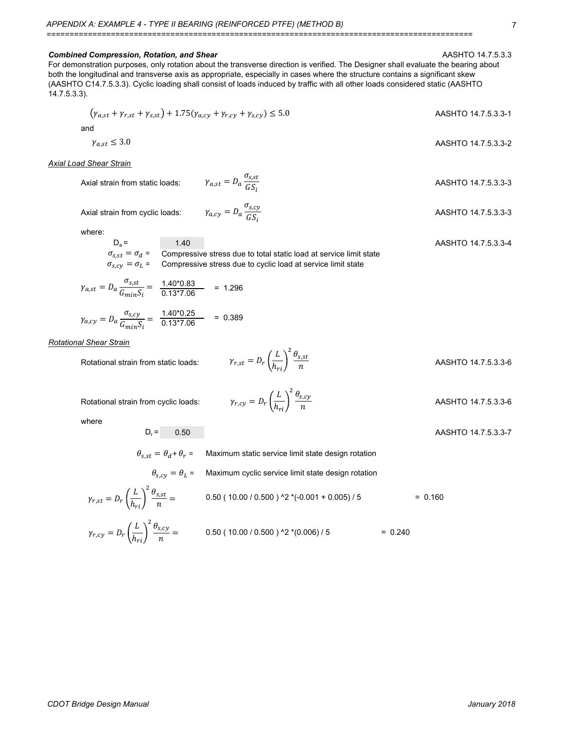***Combined Compression, Rotation, and Shear*** AASHTO 14.7.5.3.3

For demonstration purposes, only rotation about the transverse direction is verified. The Designer shall evaluate the bearing about both the longitudinal and transverse axis as appropriate, especially in cases where the structure contains a significant skew (AASHTO C14.7.5.3.3). Cyclic loading shall consist of loads induced by traffic with all other loads considered static (AASHTO 14.7.5.3.3).

$$\left(\gamma_{a,st} + \gamma_{r,st} + \gamma_{s,st}\right) + 1.75\left(\gamma_{a,cy} + \gamma_{r,cy} + \gamma_{s,cy}\right) \leq 5.0$$ AASHTO 14.7.5.3.3-1

and

$$\gamma_{a,st} \leq 3.0$$ AASHTO 14.7.5.3.3-2

*Axial Load Shear Strain*

Axial strain from static loads: $\gamma_{a,st} = D_a \dfrac{\sigma_{s,st}}{GS_i}$ AASHTO 14.7.5.3.3-3

Axial strain from cyclic loads: $\gamma_{a,cy} = D_a \dfrac{\sigma_{s,cy}}{GS_i}$ AASHTO 14.7.5.3.3-3

where:

$D_a$ = 1.40 AASHTO 14.7.5.3.3-4

$\sigma_{s,st} = \sigma_d$ = Compressive stress due to total static load at service limit state

$\sigma_{s,cy} = \sigma_L$ = Compressive stress due to cyclic load at service limit state

$$\gamma_{a,st} = D_a \frac{\sigma_{s,st}}{G_{min}S_i} = \frac{1.40*0.83}{0.13*7.06} = 1.296$$

$$\gamma_{a,cy} = D_a \frac{\sigma_{s,cy}}{G_{min}S_i} = \frac{1.40*0.25}{0.13*7.06} = 0.389$$

*Rotational Shear Strain*

Rotational strain from static loads: $\gamma_{r,st} = D_r \left(\dfrac{L}{h_{ri}}\right)^2 \dfrac{\theta_{s,st}}{n}$ AASHTO 14.7.5.3.3-6

Rotational strain from cyclic loads: $\gamma_{r,cy} = D_r \left(\dfrac{L}{h_{ri}}\right)^2 \dfrac{\theta_{s,cy}}{n}$ AASHTO 14.7.5.3.3-6

where

$D_r$ = 0.50 AASHTO 14.7.5.3.3-7

$\theta_{s,st} = \theta_d + \theta_r$ = Maximum static service limit state design rotation

$\theta_{s,cy} = \theta_L$ = Maximum cyclic service limit state design rotation

$\gamma_{r,st} = D_r \left(\dfrac{L}{h_{ri}}\right)^2 \dfrac{\theta_{s,st}}{n} =$ 0.50 ( 10.00 / 0.500 ) ^2 *(-0.001 + 0.005) / 5 = 0.160

$\gamma_{r,cy} = D_r \left(\dfrac{L}{h_{ri}}\right)^2 \dfrac{\theta_{s,cy}}{n} =$ 0.50 ( 10.00 / 0.500 ) ^2 *(0.006) / 5 = 0.240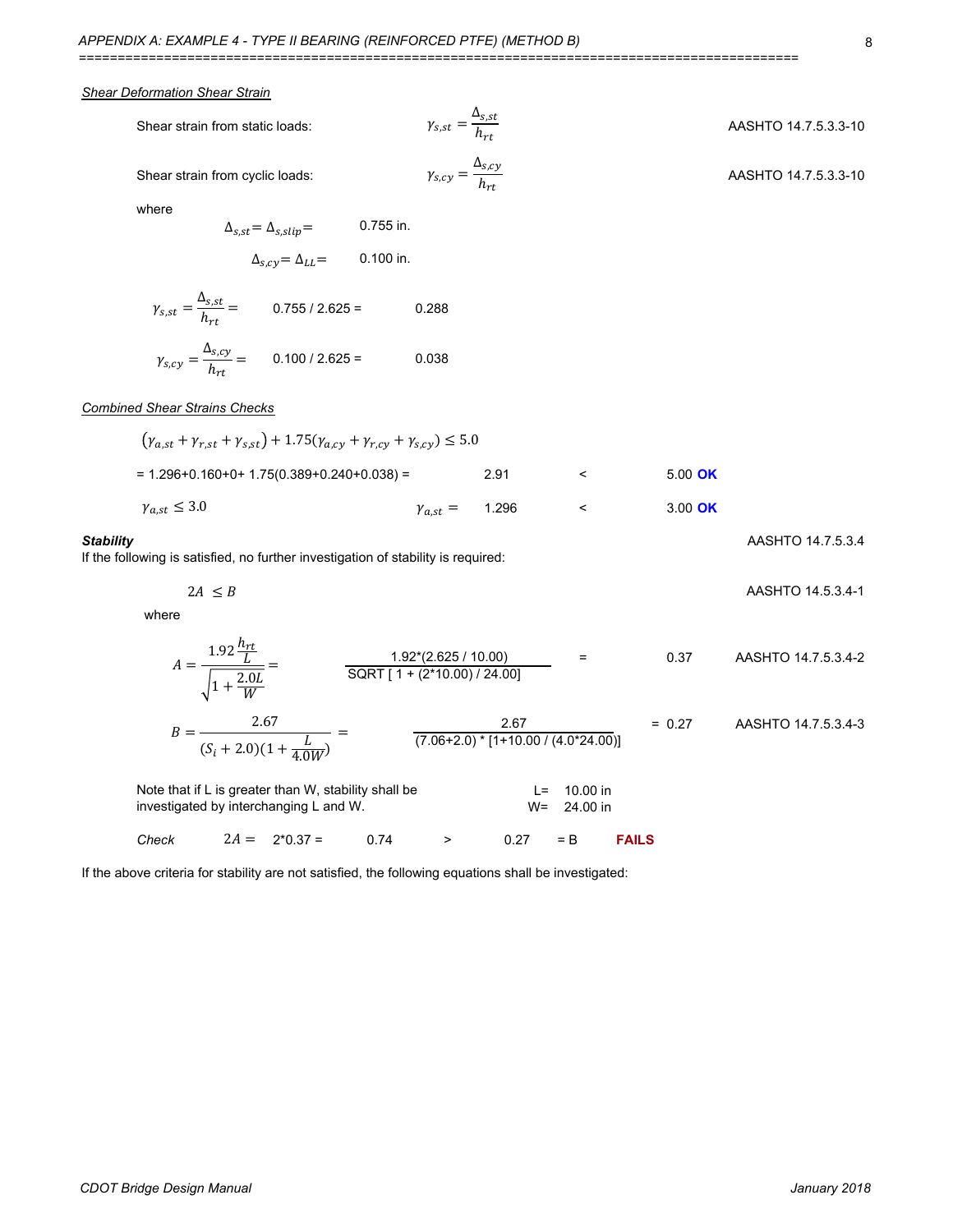*Shear Deformation Shear Strain*

Shear strain from static loads: $\gamma_{s,st} = \dfrac{\Delta_{s,st}}{h_{rt}}$ — AASHTO 14.7.5.3.3-10

Shear strain from cyclic loads: $\gamma_{s,cy} = \dfrac{\Delta_{s,cy}}{h_{rt}}$ — AASHTO 14.7.5.3.3-10

where

$\Delta_{s,st} = \Delta_{s,slip} =$ 0.755 in.

$\Delta_{s,cy} = \Delta_{LL} =$ 0.100 in.

$\gamma_{s,st} = \dfrac{\Delta_{s,st}}{h_{rt}} =$ 0.755 / 2.625 = 0.288

$\gamma_{s,cy} = \dfrac{\Delta_{s,cy}}{h_{rt}} =$ 0.100 / 2.625 = 0.038

*Combined Shear Strains Checks*

$$(\gamma_{a,st} + \gamma_{r,st} + \gamma_{s,st}) + 1.75(\gamma_{a,cy} + \gamma_{r,cy} + \gamma_{s,cy}) \leq 5.0$$

= 1.296+0.160+0+ 1.75(0.389+0.240+0.038) = 2.91 < 5.00 **OK**

$\gamma_{a,st} \leq 3.0$ $\gamma_{a,st} =$ 1.296 < 3.00 **OK**

***Stability*** — AASHTO 14.7.5.3.4

If the following is satisfied, no further investigation of stability is required:

$2A \leq B$ — AASHTO 14.5.3.4-1

where

$A = \dfrac{1.92\frac{h_{rt}}{L}}{\sqrt{1 + \frac{2.0L}{W}}} =$ 1.92*(2.625 / 10.00) / SQRT [ 1 + (2*10.00) / 24.00] = 0.37 — AASHTO 14.7.5.3.4-2

$B = \dfrac{2.67}{(S_i + 2.0)(1 + \frac{L}{4.0W})} =$ 2.67 / (7.06+2.0) * [1+10.00 / (4.0*24.00)] = 0.27 — AASHTO 14.7.5.3.4-3

Note that if L is greater than W, stability shall be investigated by interchanging L and W.

L= 10.00 in
W= 24.00 in

*Check* $2A =$ 2*0.37 = 0.74 > 0.27 = B **FAILS**

If the above criteria for stability are not satisfied, the following equations shall be investigated: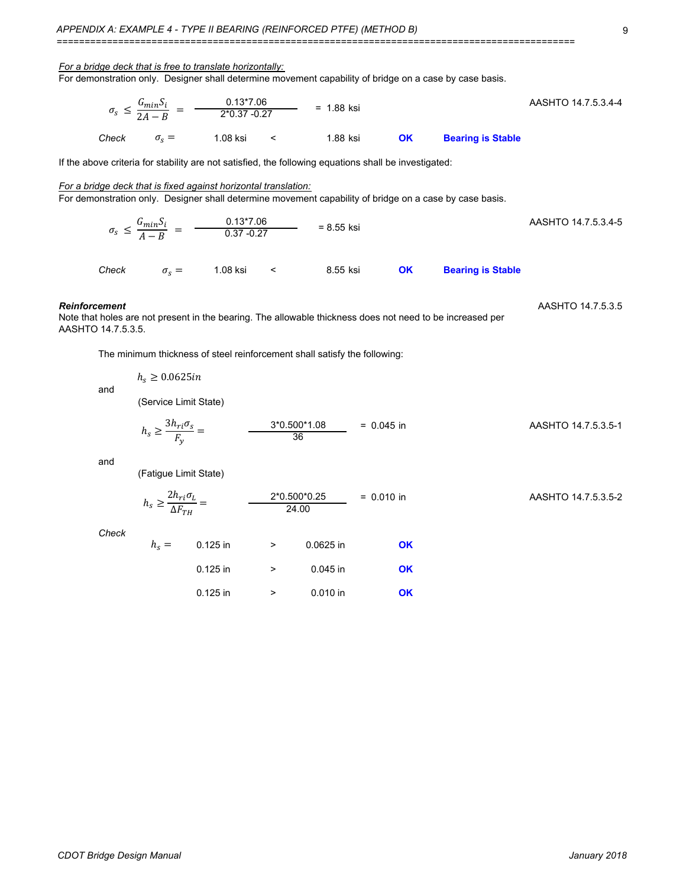*For a bridge deck that is free to translate horizontally:*
For demonstration only. Designer shall determine movement capability of bridge on a case by case basis.

$$\sigma_s \leq \frac{G_{min}S_i}{2A - B} = \frac{0.13*7.06}{2*0.37 - 0.27} = 1.88 \text{ ksi}$$ AASHTO 14.7.5.3.4-4

*Check* $\sigma_s =$ 1.08 ksi < 1.88 ksi **OK** **Bearing is Stable**

If the above criteria for stability are not satisfied, the following equations shall be investigated:

*For a bridge deck that is fixed against horizontal translation:*
For demonstration only. Designer shall determine movement capability of bridge on a case by case basis.

$$\sigma_s \leq \frac{G_{min}S_i}{A - B} = \frac{0.13*7.06}{0.37 - 0.27} = 8.55 \text{ ksi}$$ AASHTO 14.7.5.3.4-5

*Check* $\sigma_s =$ 1.08 ksi < 8.55 ksi **OK** **Bearing is Stable**

***Reinforcement*** AASHTO 14.7.5.3.5

Note that holes are not present in the bearing. The allowable thickness does not need to be increased per AASHTO 14.7.5.3.5.

The minimum thickness of steel reinforcement shall satisfy the following:

$$h_s \geq 0.0625in$$

and

(Service Limit State)

$$h_s \geq \frac{3h_{ri}\sigma_s}{F_y} = \frac{3*0.500*1.08}{36} = 0.045 \text{ in}$$ AASHTO 14.7.5.3.5-1

and

(Fatigue Limit State)

$$h_s \geq \frac{2h_{ri}\sigma_L}{\Delta F_{TH}} = \frac{2*0.500*0.25}{24.00} = 0.010 \text{ in}$$ AASHTO 14.7.5.3.5-2

*Check*

| | | | | |
|---|---|---|---|---|
| $h_s =$ | 0.125 in | > | 0.0625 in | **OK** |
| | 0.125 in | > | 0.045 in | **OK** |
| | 0.125 in | > | 0.010 in | **OK** |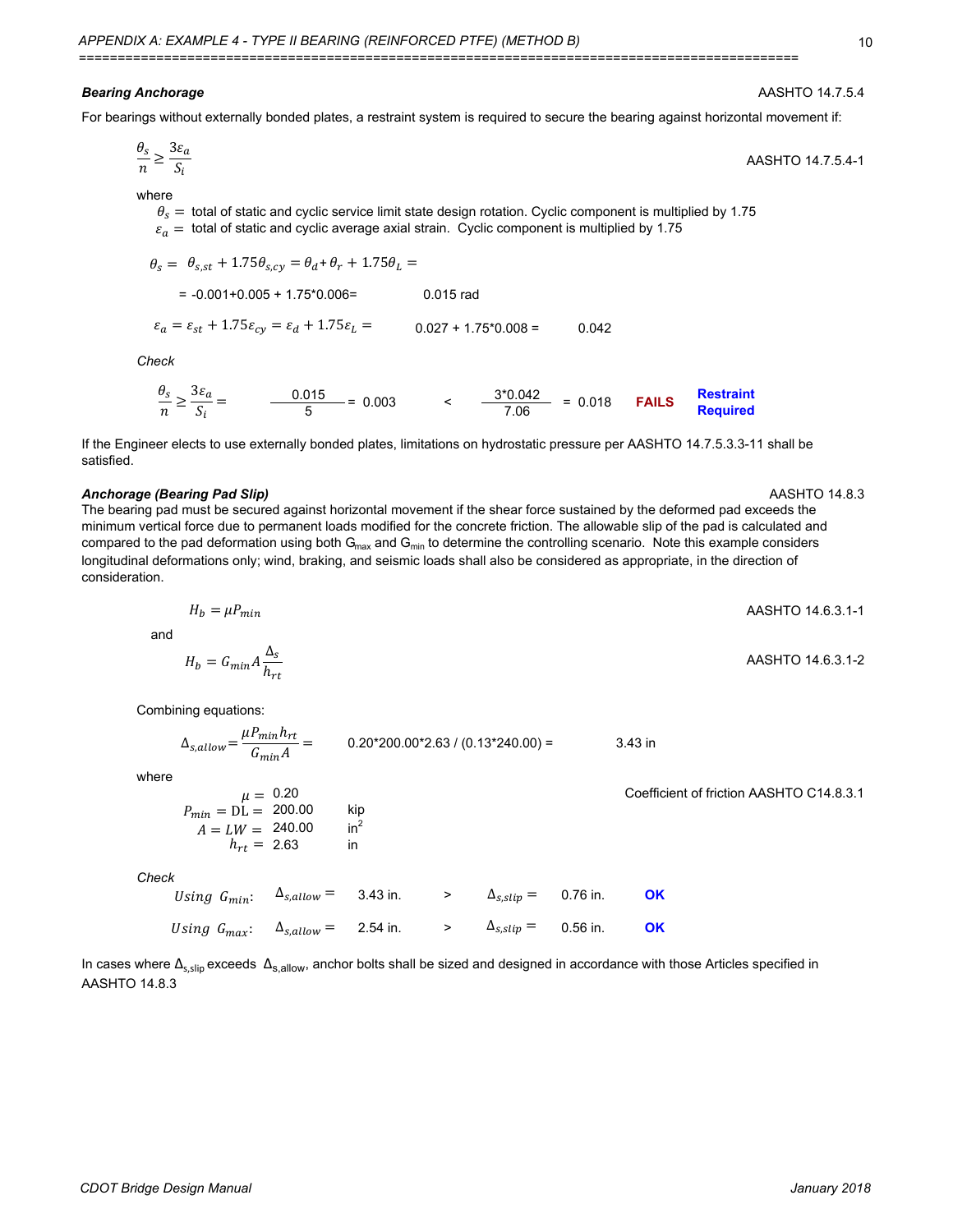**Bearing Anchorage** AASHTO 14.7.5.4

For bearings without externally bonded plates, a restraint system is required to secure the bearing against horizontal movement if:

$$\frac{\theta_s}{n} \geq \frac{3\varepsilon_a}{S_i} \qquad \text{AASHTO 14.7.5.4-1}$$

where

$\theta_s$ = total of static and cyclic service limit state design rotation. Cyclic component is multiplied by 1.75

$\varepsilon_a$ = total of static and cyclic average axial strain. Cyclic component is multiplied by 1.75

$$\theta_s = \theta_{s,st} + 1.75\theta_{s,cy} = \theta_d + \theta_r + 1.75\theta_L =$$

= -0.001+0.005 + 1.75*0.006= 0.015 rad

$$\varepsilon_a = \varepsilon_{st} + 1.75\varepsilon_{cy} = \varepsilon_d + 1.75\varepsilon_L = \quad 0.027 + 1.75*0.008 = \quad 0.042$$

*Check*

$$\frac{\theta_s}{n} \geq \frac{3\varepsilon_a}{S_i} = \quad \frac{0.015}{5} = 0.003 \quad < \quad \frac{3*0.042}{7.06} = 0.018$$

**FAILS** **Restraint Required**

If the Engineer elects to use externally bonded plates, limitations on hydrostatic pressure per AASHTO 14.7.5.3.3-11 shall be satisfied.

**Anchorage (Bearing Pad Slip)** AASHTO 14.8.3

The bearing pad must be secured against horizontal movement if the shear force sustained by the deformed pad exceeds the minimum vertical force due to permanent loads modified for the concrete friction. The allowable slip of the pad is calculated and compared to the pad deformation using both $G_{max}$ and $G_{min}$ to determine the controlling scenario. Note this example considers longitudinal deformations only; wind, braking, and seismic loads shall also be considered as appropriate, in the direction of consideration.

$$H_b = \mu P_{min} \qquad \text{AASHTO 14.6.3.1-1}$$

and

$$H_b = G_{min} A \frac{\Delta_s}{h_{rt}} \qquad \text{AASHTO 14.6.3.1-2}$$

Combining equations:

$$\Delta_{s,allow} = \frac{\mu P_{min} h_{rt}}{G_{min} A} = \quad 0.20*200.00*2.63 \,/\, (0.13*240.00) = \quad 3.43 \text{ in}$$

where

$\mu$ = 0.20 — Coefficient of friction AASHTO C14.8.3.1

$P_{min}$ = DL = 200.00 kip

$A = LW$ = 240.00 $in^2$

$h_{rt}$ = 2.63 in

*Check*

| | | | | | | |
|---|---|---|---|---|---|---|
| Using $G_{min}$: | $\Delta_{s,allow}$ = | 3.43 in. | > | $\Delta_{s,slip}$ = | 0.76 in. | **OK** |
| Using $G_{max}$: | $\Delta_{s,allow}$ = | 2.54 in. | > | $\Delta_{s,slip}$ = | 0.56 in. | **OK** |

In cases where $\Delta_{s,slip}$ exceeds $\Delta_{s,allow}$, anchor bolts shall be sized and designed in accordance with those Articles specified in AASHTO 14.8.3